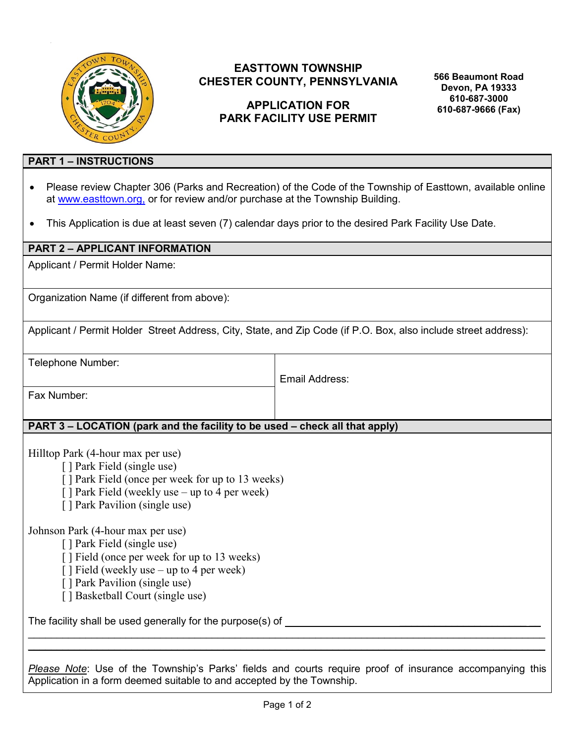# EASTTOWN TOWNSHIP
# CHESTER COUNTY, PENNSYLVANIA

## APPLICATION FOR PARK FACILITY USE PERMIT

**566 Beaumont Road**
**Devon, PA 19333**
**610-687-3000**
**610-687-9666 (Fax)**

## PART 1 – INSTRUCTIONS

- Please review Chapter 306 (Parks and Recreation) of the Code of the Township of Easttown, available online at www.easttown.org, or for review and/or purchase at the Township Building.
- This Application is due at least seven (7) calendar days prior to the desired Park Facility Use Date.

## PART 2 – APPLICANT INFORMATION

Applicant / Permit Holder Name:

Organization Name (if different from above):

Applicant / Permit Holder Street Address, City, State, and Zip Code (if P.O. Box, also include street address):

Telephone Number:

Fax Number:

Email Address:

## PART 3 – LOCATION (park and the facility to be used – check all that apply)

Hilltop Park (4-hour max per use)

- [ ] Park Field (single use)
- [ ] Park Field (once per week for up to 13 weeks)
- [ ] Park Field (weekly use – up to 4 per week)
- [ ] Park Pavilion (single use)

Johnson Park (4-hour max per use)

- [ ] Park Field (single use)
- [ ] Field (once per week for up to 13 weeks)
- [ ] Field (weekly use – up to 4 per week)
- [ ] Park Pavilion (single use)
- [ ] Basketball Court (single use)

The facility shall be used generally for the purpose(s) of ______________________________________________

_____________________________________________________________________________________________

_____________________________________________________________________________________________

*Please Note*: Use of the Township's Parks' fields and courts require proof of insurance accompanying this Application in a form deemed suitable to and accepted by the Township.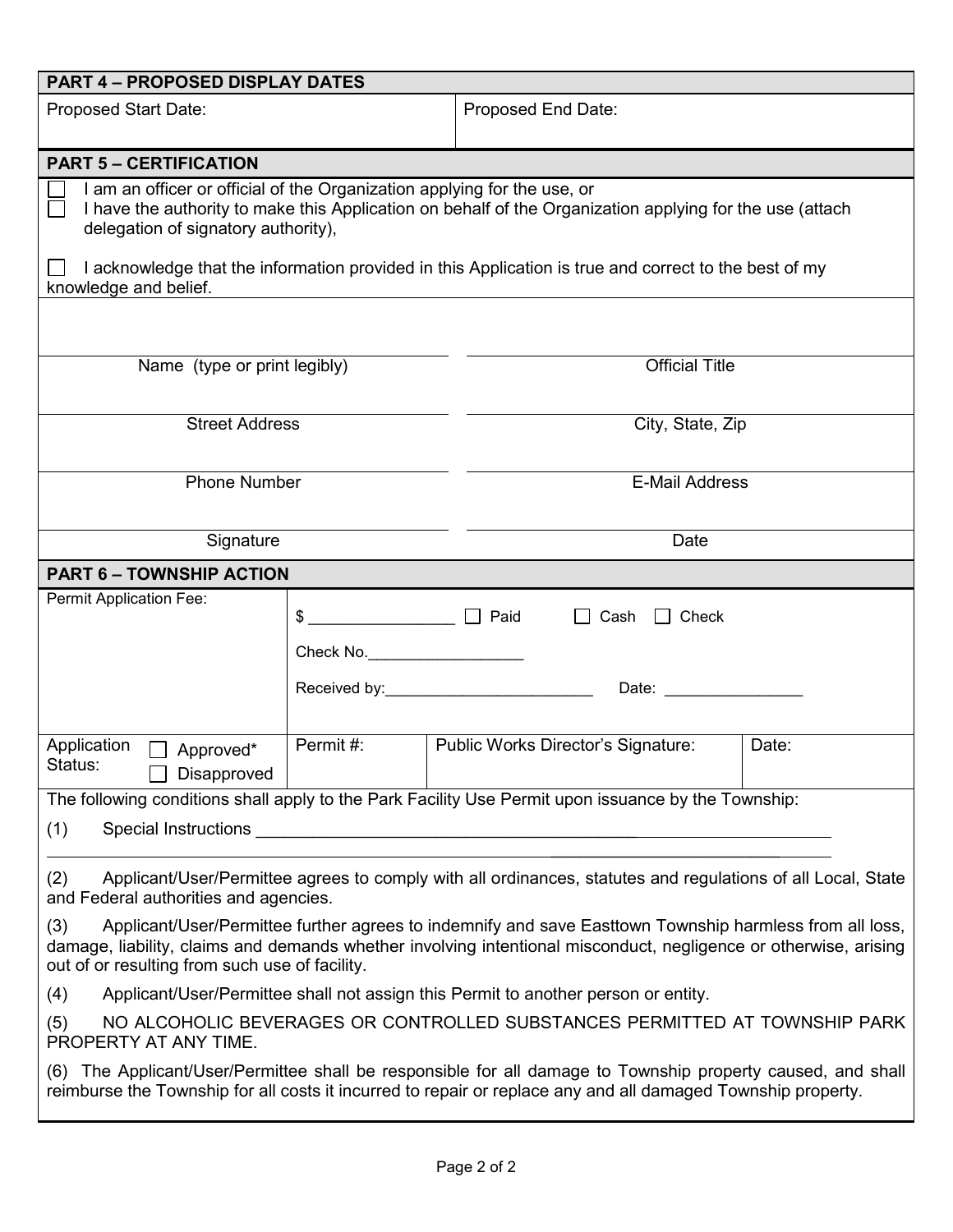## PART 4 – PROPOSED DISPLAY DATES

| | |
|---|---|
| Proposed Start Date: | Proposed End Date: |

## PART 5 – CERTIFICATION

☐ I am an officer or official of the Organization applying for the use, or
☐ I have the authority to make this Application on behalf of the Organization applying for the use (attach delegation of signatory authority),

☐ I acknowledge that the information provided in this Application is true and correct to the best of my knowledge and belief.

| | |
|---|---|
| Name (type or print legibly) | Official Title |
| Street Address | City, State, Zip |
| Phone Number | E-Mail Address |
| Signature | Date |

## PART 6 – TOWNSHIP ACTION

| | | | |
|---|---|---|---|
| Permit Application Fee: | $ _______________ ☐ Paid ☐ Cash ☐ Check<br>Check No._______________<br>Received by:_______________ Date: _______________ | | |
| Application Status: ☐ Approved* ☐ Disapproved | Permit #: | Public Works Director's Signature: | Date: |

The following conditions shall apply to the Park Facility Use Permit upon issuance by the Township:

(1) Special Instructions ________________________________________________

(2) Applicant/User/Permittee agrees to comply with all ordinances, statutes and regulations of all Local, State and Federal authorities and agencies.

(3) Applicant/User/Permittee further agrees to indemnify and save Easttown Township harmless from all loss, damage, liability, claims and demands whether involving intentional misconduct, negligence or otherwise, arising out of or resulting from such use of facility.

(4) Applicant/User/Permittee shall not assign this Permit to another person or entity.

(5) NO ALCOHOLIC BEVERAGES OR CONTROLLED SUBSTANCES PERMITTED AT TOWNSHIP PARK PROPERTY AT ANY TIME.

(6) The Applicant/User/Permittee shall be responsible for all damage to Township property caused, and shall reimburse the Township for all costs it incurred to repair or replace any and all damaged Township property.